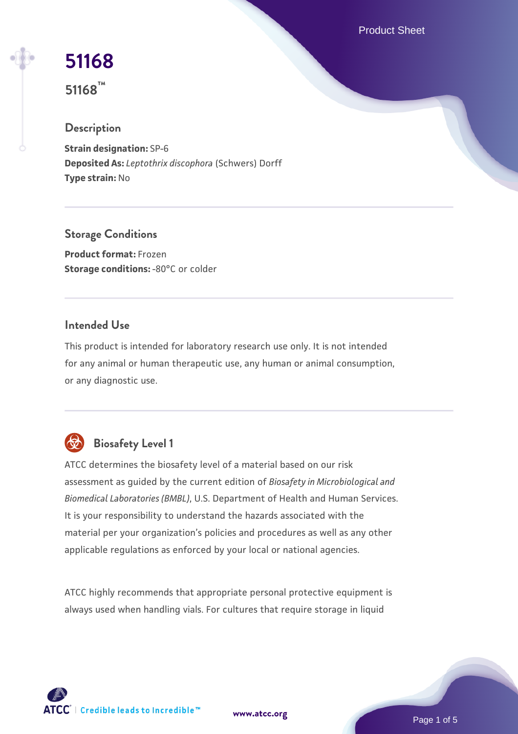# 51168

**51168™**

## Description

**Strain designation:** SP-6
**Deposited As:** *Leptothrix discophora* (Schwers) Dorff
**Type strain:** No

## Storage Conditions

**Product format:** Frozen
**Storage conditions:** -80°C or colder

## Intended Use

This product is intended for laboratory research use only. It is not intended for any animal or human therapeutic use, any human or animal consumption, or any diagnostic use.

## Biosafety Level 1

ATCC determines the biosafety level of a material based on our risk assessment as guided by the current edition of *Biosafety in Microbiological and Biomedical Laboratories (BMBL)*, U.S. Department of Health and Human Services. It is your responsibility to understand the hazards associated with the material per your organization's policies and procedures as well as any other applicable regulations as enforced by your local or national agencies.

ATCC highly recommends that appropriate personal protective equipment is always used when handling vials. For cultures that require storage in liquid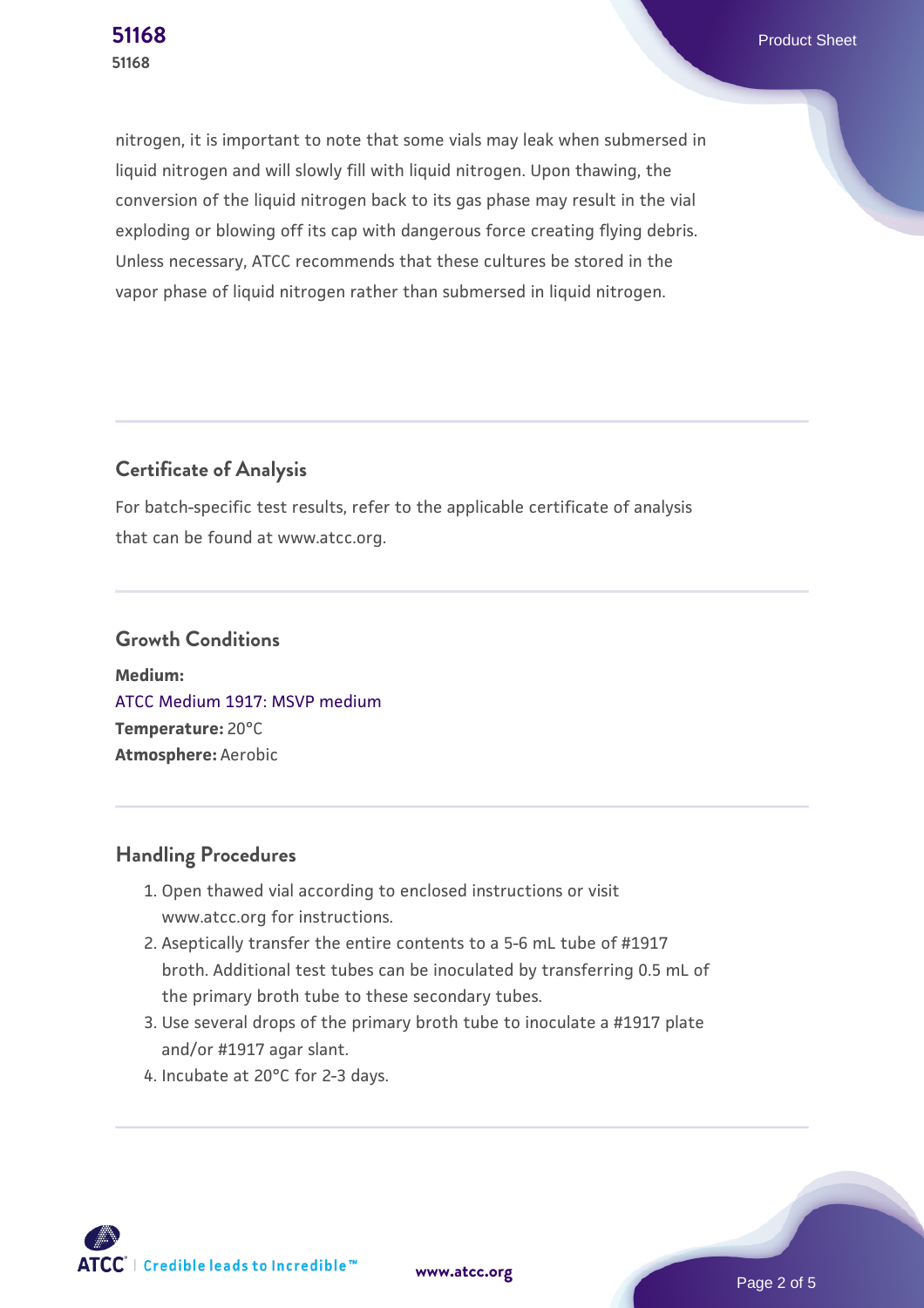nitrogen, it is important to note that some vials may leak when submersed in liquid nitrogen and will slowly fill with liquid nitrogen. Upon thawing, the conversion of the liquid nitrogen back to its gas phase may result in the vial exploding or blowing off its cap with dangerous force creating flying debris. Unless necessary, ATCC recommends that these cultures be stored in the vapor phase of liquid nitrogen rather than submersed in liquid nitrogen.

## Certificate of Analysis

For batch-specific test results, refer to the applicable certificate of analysis that can be found at www.atcc.org.

## Growth Conditions

**Medium:**
ATCC Medium 1917: MSVP medium
**Temperature:** 20°C
**Atmosphere:** Aerobic

## Handling Procedures

1. Open thawed vial according to enclosed instructions or visit www.atcc.org for instructions.
2. Aseptically transfer the entire contents to a 5-6 mL tube of #1917 broth. Additional test tubes can be inoculated by transferring 0.5 mL of the primary broth tube to these secondary tubes.
3. Use several drops of the primary broth tube to inoculate a #1917 plate and/or #1917 agar slant.
4. Incubate at 20°C for 2-3 days.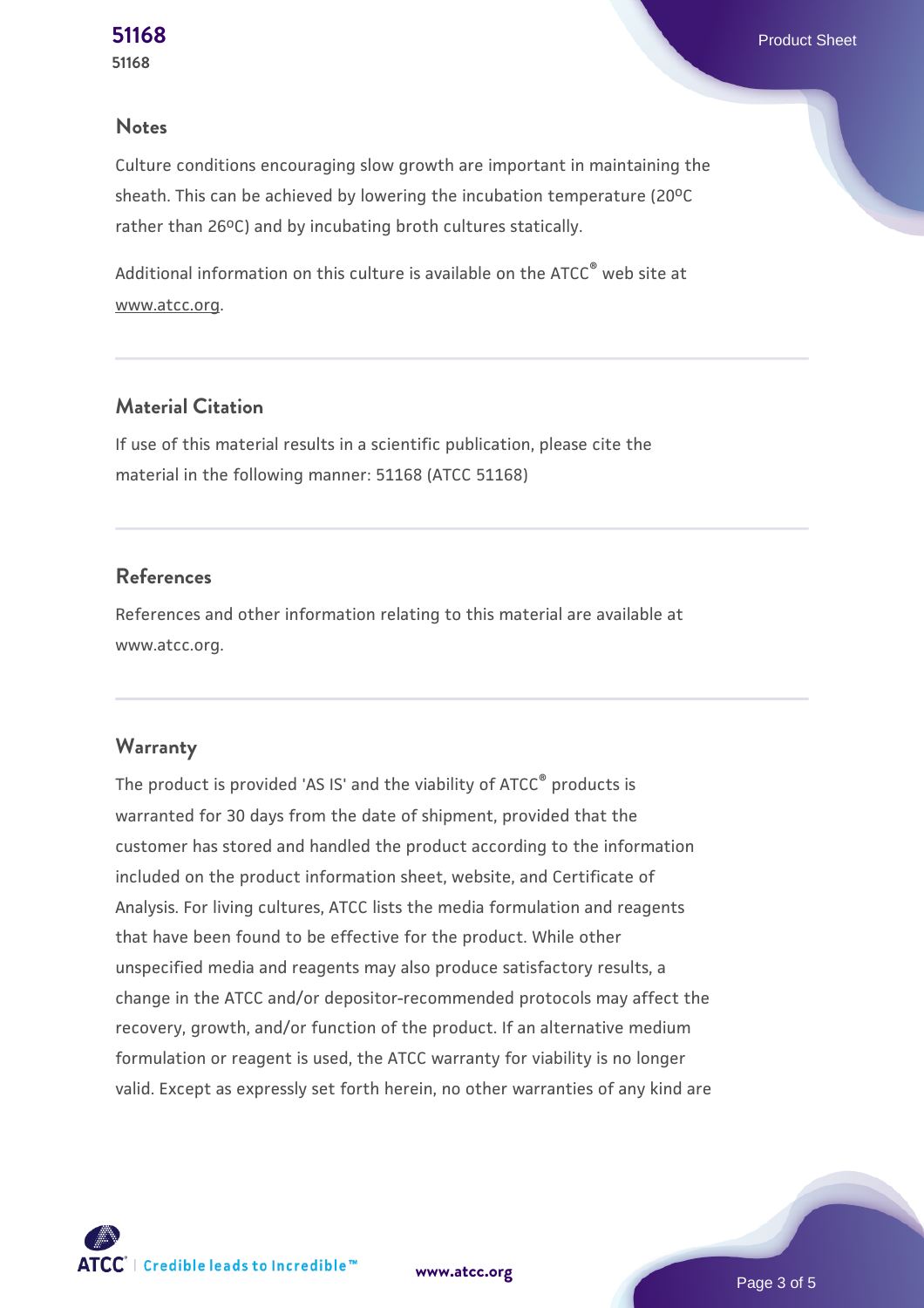## Notes

Culture conditions encouraging slow growth are important in maintaining the sheath. This can be achieved by lowering the incubation temperature (20ºC rather than 26ºC) and by incubating broth cultures statically.

Additional information on this culture is available on the ATCC® web site at www.atcc.org.

## Material Citation

If use of this material results in a scientific publication, please cite the material in the following manner: 51168 (ATCC 51168)

## References

References and other information relating to this material are available at www.atcc.org.

## Warranty

The product is provided 'AS IS' and the viability of ATCC® products is warranted for 30 days from the date of shipment, provided that the customer has stored and handled the product according to the information included on the product information sheet, website, and Certificate of Analysis. For living cultures, ATCC lists the media formulation and reagents that have been found to be effective for the product. While other unspecified media and reagents may also produce satisfactory results, a change in the ATCC and/or depositor-recommended protocols may affect the recovery, growth, and/or function of the product. If an alternative medium formulation or reagent is used, the ATCC warranty for viability is no longer valid. Except as expressly set forth herein, no other warranties of any kind are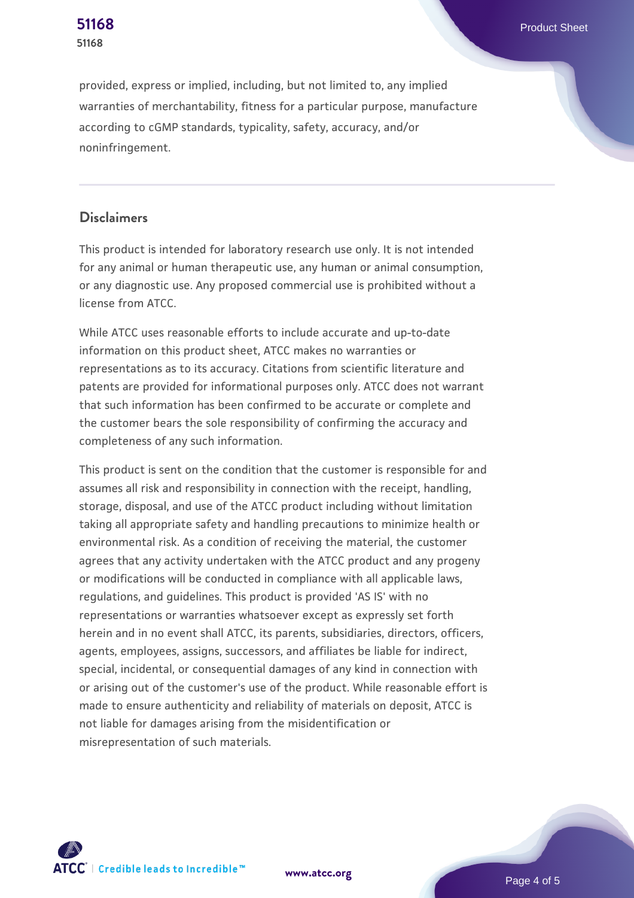provided, express or implied, including, but not limited to, any implied warranties of merchantability, fitness for a particular purpose, manufacture according to cGMP standards, typicality, safety, accuracy, and/or noninfringement.

## Disclaimers

This product is intended for laboratory research use only. It is not intended for any animal or human therapeutic use, any human or animal consumption, or any diagnostic use. Any proposed commercial use is prohibited without a license from ATCC.

While ATCC uses reasonable efforts to include accurate and up-to-date information on this product sheet, ATCC makes no warranties or representations as to its accuracy. Citations from scientific literature and patents are provided for informational purposes only. ATCC does not warrant that such information has been confirmed to be accurate or complete and the customer bears the sole responsibility of confirming the accuracy and completeness of any such information.

This product is sent on the condition that the customer is responsible for and assumes all risk and responsibility in connection with the receipt, handling, storage, disposal, and use of the ATCC product including without limitation taking all appropriate safety and handling precautions to minimize health or environmental risk. As a condition of receiving the material, the customer agrees that any activity undertaken with the ATCC product and any progeny or modifications will be conducted in compliance with all applicable laws, regulations, and guidelines. This product is provided 'AS IS' with no representations or warranties whatsoever except as expressly set forth herein and in no event shall ATCC, its parents, subsidiaries, directors, officers, agents, employees, assigns, successors, and affiliates be liable for indirect, special, incidental, or consequential damages of any kind in connection with or arising out of the customer's use of the product. While reasonable effort is made to ensure authenticity and reliability of materials on deposit, ATCC is not liable for damages arising from the misidentification or misrepresentation of such materials.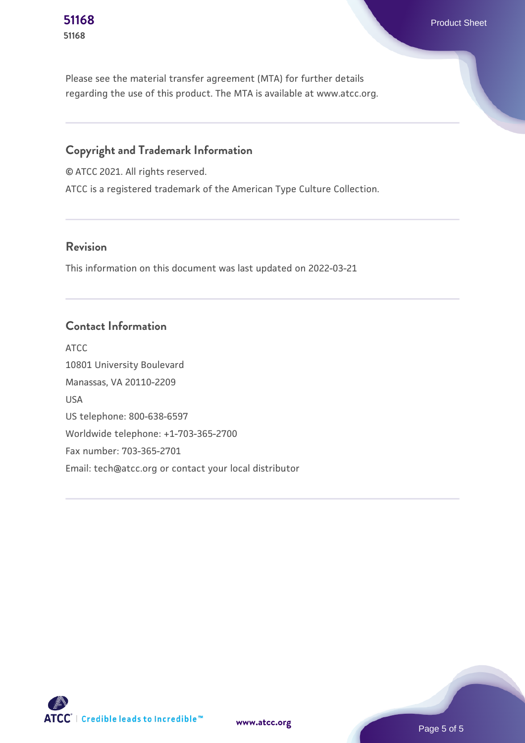Please see the material transfer agreement (MTA) for further details regarding the use of this product. The MTA is available at www.atcc.org.

## Copyright and Trademark Information

© ATCC 2021. All rights reserved.

ATCC is a registered trademark of the American Type Culture Collection.

## Revision

This information on this document was last updated on 2022-03-21

## Contact Information

ATCC
10801 University Boulevard
Manassas, VA 20110-2209
USA
US telephone: 800-638-6597
Worldwide telephone: +1-703-365-2700
Fax number: 703-365-2701
Email: tech@atcc.org or contact your local distributor